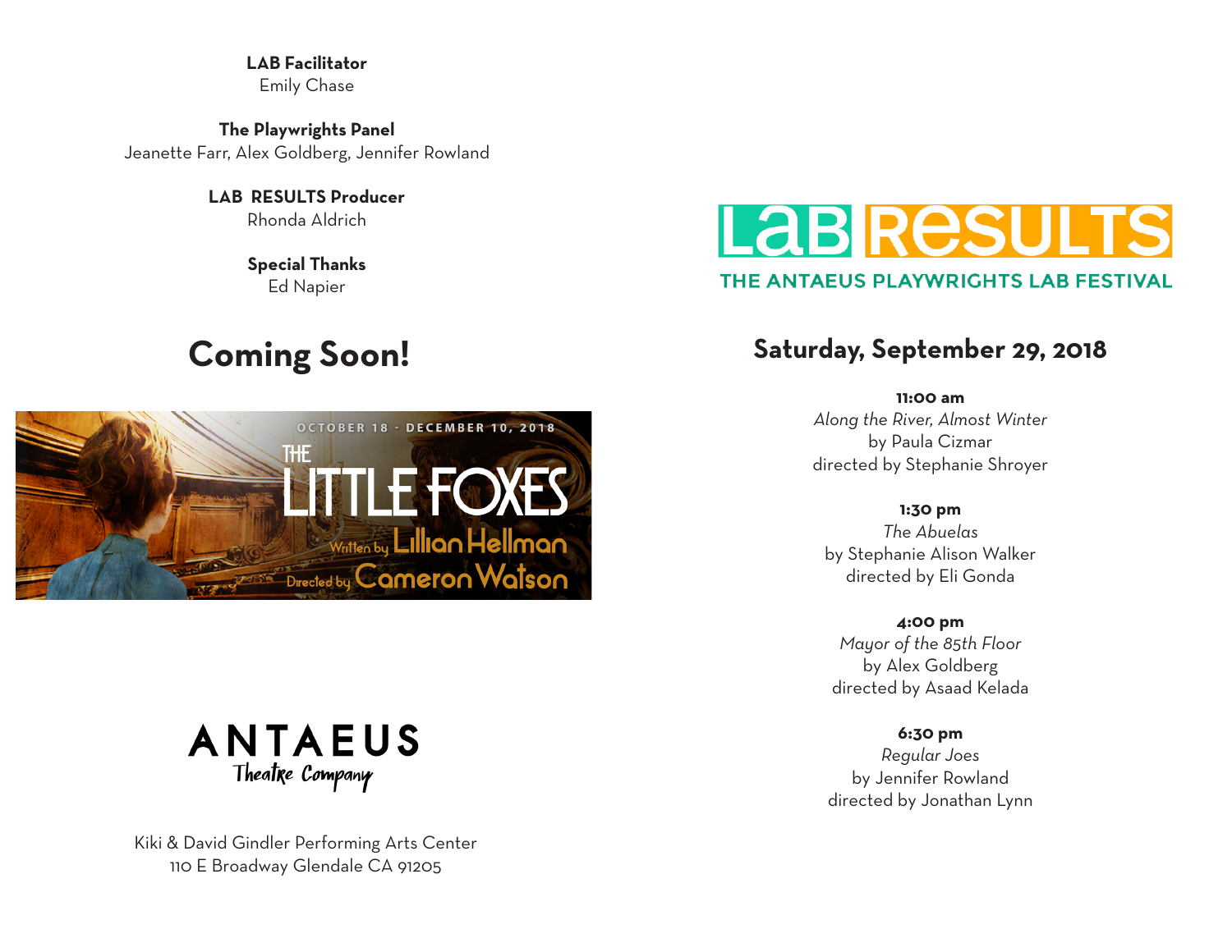**LAB Facilitator**
Emily Chase

**The Playwrights Panel**
Jeanette Farr, Alex Goldberg, Jennifer Rowland

**LAB RESULTS Producer**
Rhonda Aldrich

**Special Thanks**
Ed Napier

## Coming Soon!

OCTOBER 18 - DECEMBER 10, 2018

THE LITTLE FOXES

Written by Lillian Hellman

Directed by Cameron Watson

ANTAEUS Theatre Company

Kiki & David Gindler Performing Arts Center
110 E Broadway Glendale CA 91205

# LAB RESULTS

THE ANTAEUS PLAYWRIGHTS LAB FESTIVAL

## Saturday, September 29, 2018

**11:00 am**
*Along the River, Almost Winter*
by Paula Cizmar
directed by Stephanie Shroyer

**1:30 pm**
*The Abuelas*
by Stephanie Alison Walker
directed by Eli Gonda

**4:00 pm**
*Mayor of the 85th Floor*
by Alex Goldberg
directed by Asaad Kelada

**6:30 pm**
*Regular Joes*
by Jennifer Rowland
directed by Jonathan Lynn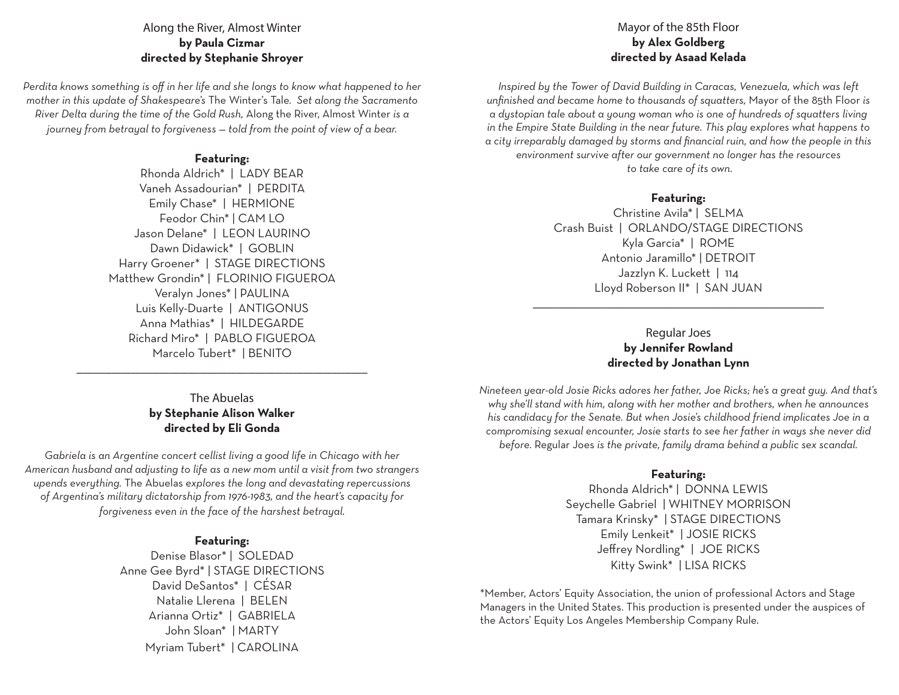## Along the River, Almost Winter
**by Paula Cizmar**
**directed by Stephanie Shroyer**

*Perdita knows something is off in her life and she longs to know what happened to her mother in this update of Shakespeare's* The Winter's Tale. *Set along the Sacramento River Delta during the time of the Gold Rush,* Along the River, Almost Winter *is a journey from betrayal to forgiveness — told from the point of view of a bear.*

**Featuring:**

Rhonda Aldrich* | LADY BEAR
Vaneh Assadourian* | PERDITA
Emily Chase* | HERMIONE
Feodor Chin* | CAM LO
Jason Delane* | LEON LAURINO
Dawn Didawick* | GOBLIN
Harry Groener* | STAGE DIRECTIONS
Matthew Grondin* | FLORINIO FIGUEROA
Veralyn Jones* | PAULINA
Luis Kelly-Duarte | ANTIGONUS
Anna Mathias* | HILDEGARDE
Richard Miro* | PABLO FIGUEROA
Marcelo Tubert* | BENITO

---

## The Abuelas
**by Stephanie Alison Walker**
**directed by Eli Gonda**

*Gabriela is an Argentine concert cellist living a good life in Chicago with her American husband and adjusting to life as a new mom until a visit from two strangers upends everything.* The Abuelas *explores the long and devastating repercussions of Argentina's military dictatorship from 1976-1983, and the heart's capacity for forgiveness even in the face of the harshest betrayal.*

**Featuring:**

Denise Blasor* | SOLEDAD
Anne Gee Byrd* | STAGE DIRECTIONS
David DeSantos* | CÉSAR
Natalie Llerena | BELEN
Arianna Ortiz* | GABRIELA
John Sloan* | MARTY
Myriam Tubert* | CAROLINA

## Mayor of the 85th Floor
**by Alex Goldberg**
**directed by Asaad Kelada**

*Inspired by the Tower of David Building in Caracas, Venezuela, which was left unfinished and became home to thousands of squatters,* Mayor of the 85th Floor *is a dystopian tale about a young woman who is one of hundreds of squatters living in the Empire State Building in the near future. This play explores what happens to a city irreparably damaged by storms and financial ruin, and how the people in this environment survive after our government no longer has the resources to take care of its own.*

**Featuring:**

Christine Avila* | SELMA
Crash Buist | ORLANDO/STAGE DIRECTIONS
Kyla Garcia* | ROME
Antonio Jaramillo* | DETROIT
Jazzlyn K. Luckett | 114
Lloyd Roberson II* | SAN JUAN

---

## Regular Joes
**by Jennifer Rowland**
**directed by Jonathan Lynn**

*Nineteen year-old Josie Ricks adores her father, Joe Ricks; he's a great guy. And that's why she'll stand with him, along with her mother and brothers, when he announces his candidacy for the Senate. But when Josie's childhood friend implicates Joe in a compromising sexual encounter, Josie starts to see her father in ways she never did before.* Regular Joes *is the private, family drama behind a public sex scandal.*

**Featuring:**

Rhonda Aldrich* | DONNA LEWIS
Seychelle Gabriel | WHITNEY MORRISON
Tamara Krinsky* | STAGE DIRECTIONS
Emily Lenkeit* | JOSIE RICKS
Jeffrey Nordling* | JOE RICKS
Kitty Swink* | LISA RICKS

*Member, Actors' Equity Association, the union of professional Actors and Stage Managers in the United States. This production is presented under the auspices of the Actors' Equity Los Angeles Membership Company Rule.